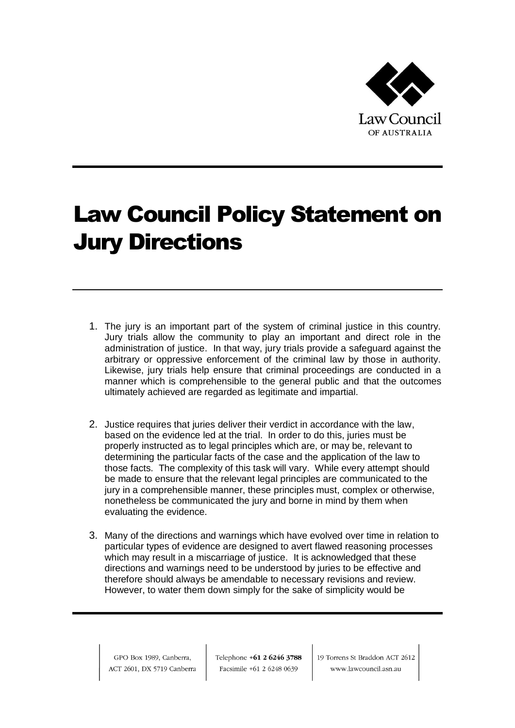# Law Council Policy Statement on Jury Directions

1. The jury is an important part of the system of criminal justice in this country. Jury trials allow the community to play an important and direct role in the administration of justice. In that way, jury trials provide a safeguard against the arbitrary or oppressive enforcement of the criminal law by those in authority. Likewise, jury trials help ensure that criminal proceedings are conducted in a manner which is comprehensible to the general public and that the outcomes ultimately achieved are regarded as legitimate and impartial.

2. Justice requires that juries deliver their verdict in accordance with the law, based on the evidence led at the trial. In order to do this, juries must be properly instructed as to legal principles which are, or may be, relevant to determining the particular facts of the case and the application of the law to those facts. The complexity of this task will vary. While every attempt should be made to ensure that the relevant legal principles are communicated to the jury in a comprehensible manner, these principles must, complex or otherwise, nonetheless be communicated the jury and borne in mind by them when evaluating the evidence.

3. Many of the directions and warnings which have evolved over time in relation to particular types of evidence are designed to avert flawed reasoning processes which may result in a miscarriage of justice. It is acknowledged that these directions and warnings need to be understood by juries to be effective and therefore should always be amendable to necessary revisions and review. However, to water them down simply for the sake of simplicity would be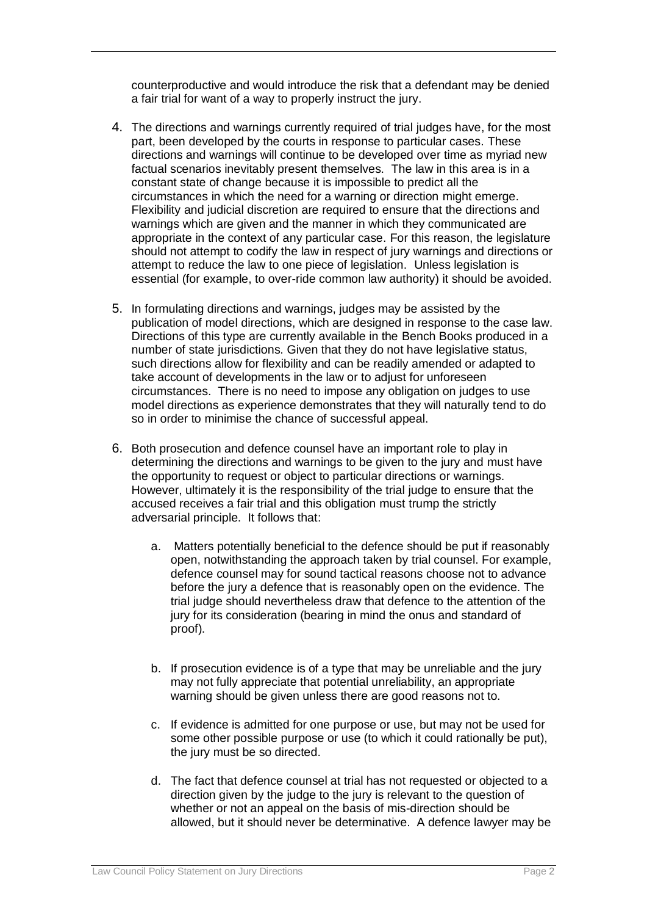counterproductive and would introduce the risk that a defendant may be denied a fair trial for want of a way to properly instruct the jury.

4. The directions and warnings currently required of trial judges have, for the most part, been developed by the courts in response to particular cases. These directions and warnings will continue to be developed over time as myriad new factual scenarios inevitably present themselves. The law in this area is in a constant state of change because it is impossible to predict all the circumstances in which the need for a warning or direction might emerge. Flexibility and judicial discretion are required to ensure that the directions and warnings which are given and the manner in which they communicated are appropriate in the context of any particular case. For this reason, the legislature should not attempt to codify the law in respect of jury warnings and directions or attempt to reduce the law to one piece of legislation. Unless legislation is essential (for example, to over-ride common law authority) it should be avoided.

5. In formulating directions and warnings, judges may be assisted by the publication of model directions, which are designed in response to the case law. Directions of this type are currently available in the Bench Books produced in a number of state jurisdictions. Given that they do not have legislative status, such directions allow for flexibility and can be readily amended or adapted to take account of developments in the law or to adjust for unforeseen circumstances. There is no need to impose any obligation on judges to use model directions as experience demonstrates that they will naturally tend to do so in order to minimise the chance of successful appeal.

6. Both prosecution and defence counsel have an important role to play in determining the directions and warnings to be given to the jury and must have the opportunity to request or object to particular directions or warnings. However, ultimately it is the responsibility of the trial judge to ensure that the accused receives a fair trial and this obligation must trump the strictly adversarial principle. It follows that:

   a. Matters potentially beneficial to the defence should be put if reasonably open, notwithstanding the approach taken by trial counsel. For example, defence counsel may for sound tactical reasons choose not to advance before the jury a defence that is reasonably open on the evidence. The trial judge should nevertheless draw that defence to the attention of the jury for its consideration (bearing in mind the onus and standard of proof).

   b. If prosecution evidence is of a type that may be unreliable and the jury may not fully appreciate that potential unreliability, an appropriate warning should be given unless there are good reasons not to.

   c. If evidence is admitted for one purpose or use, but may not be used for some other possible purpose or use (to which it could rationally be put), the jury must be so directed.

   d. The fact that defence counsel at trial has not requested or objected to a direction given by the judge to the jury is relevant to the question of whether or not an appeal on the basis of mis-direction should be allowed, but it should never be determinative. A defence lawyer may be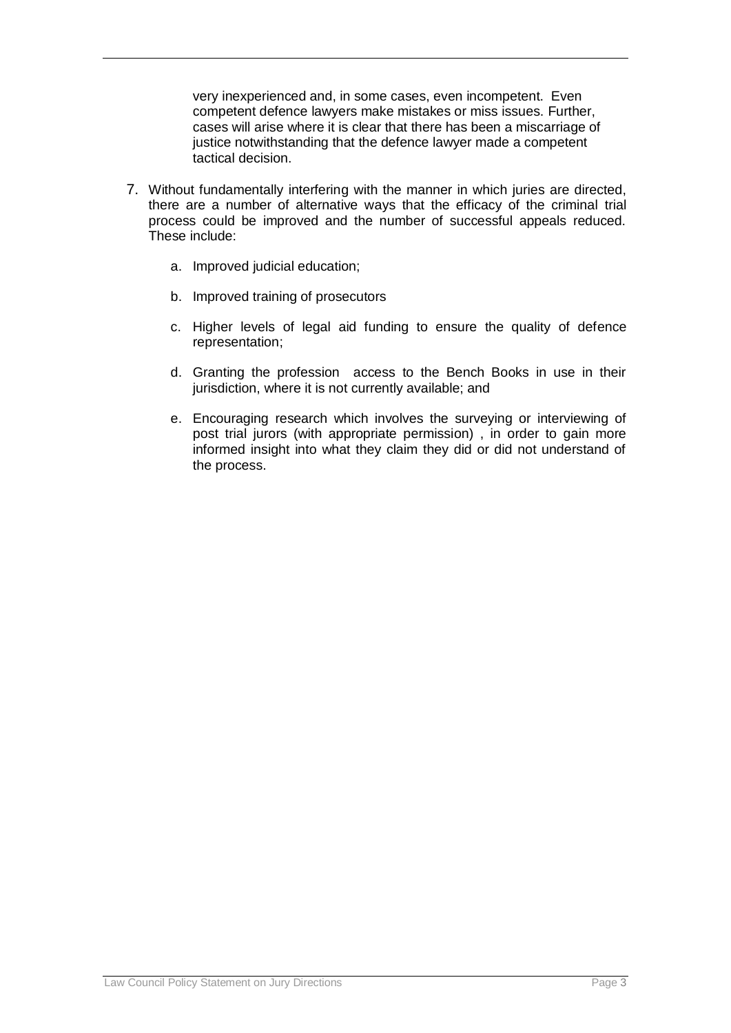very inexperienced and, in some cases, even incompetent. Even competent defence lawyers make mistakes or miss issues. Further, cases will arise where it is clear that there has been a miscarriage of justice notwithstanding that the defence lawyer made a competent tactical decision.

7. Without fundamentally interfering with the manner in which juries are directed, there are a number of alternative ways that the efficacy of the criminal trial process could be improved and the number of successful appeals reduced. These include:

   a. Improved judicial education;

   b. Improved training of prosecutors

   c. Higher levels of legal aid funding to ensure the quality of defence representation;

   d. Granting the profession access to the Bench Books in use in their jurisdiction, where it is not currently available; and

   e. Encouraging research which involves the surveying or interviewing of post trial jurors (with appropriate permission) , in order to gain more informed insight into what they claim they did or did not understand of the process.